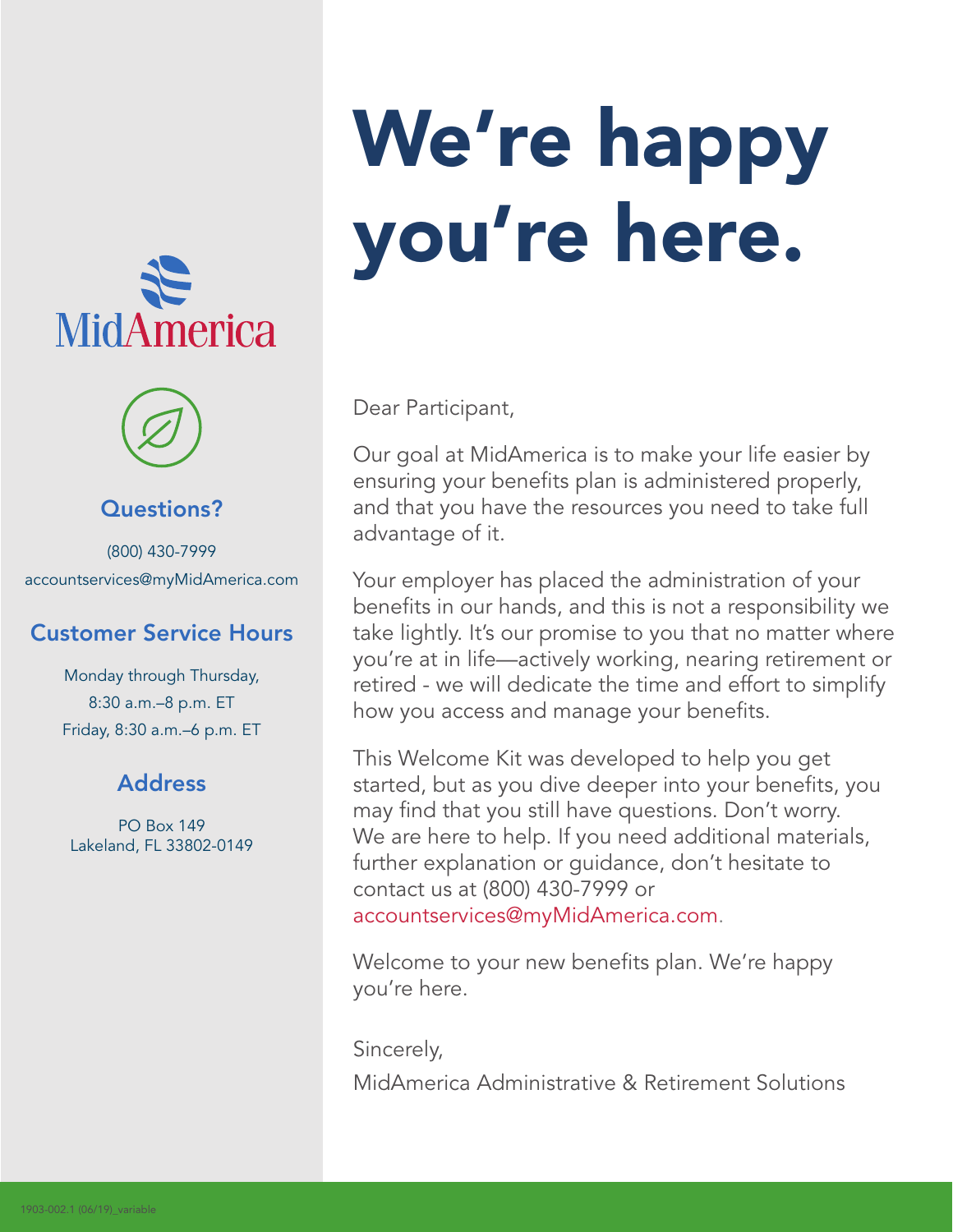# We're happy you're here.

MidAmerica

## Questions?

(800) 430-7999
accountservices@myMidAmerica.com

## Customer Service Hours

Monday through Thursday,
8:30 a.m.–8 p.m. ET
Friday, 8:30 a.m.–6 p.m. ET

## Address

PO Box 149
Lakeland, FL 33802-0149

Dear Participant,

Our goal at MidAmerica is to make your life easier by ensuring your benefits plan is administered properly, and that you have the resources you need to take full advantage of it.

Your employer has placed the administration of your benefits in our hands, and this is not a responsibility we take lightly. It's our promise to you that no matter where you're at in life—actively working, nearing retirement or retired - we will dedicate the time and effort to simplify how you access and manage your benefits.

This Welcome Kit was developed to help you get started, but as you dive deeper into your benefits, you may find that you still have questions. Don't worry. We are here to help. If you need additional materials, further explanation or guidance, don't hesitate to contact us at (800) 430-7999 or accountservices@myMidAmerica.com.

Welcome to your new benefits plan. We're happy you're here.

Sincerely,

MidAmerica Administrative & Retirement Solutions

1903-002.1 (06/19)_variable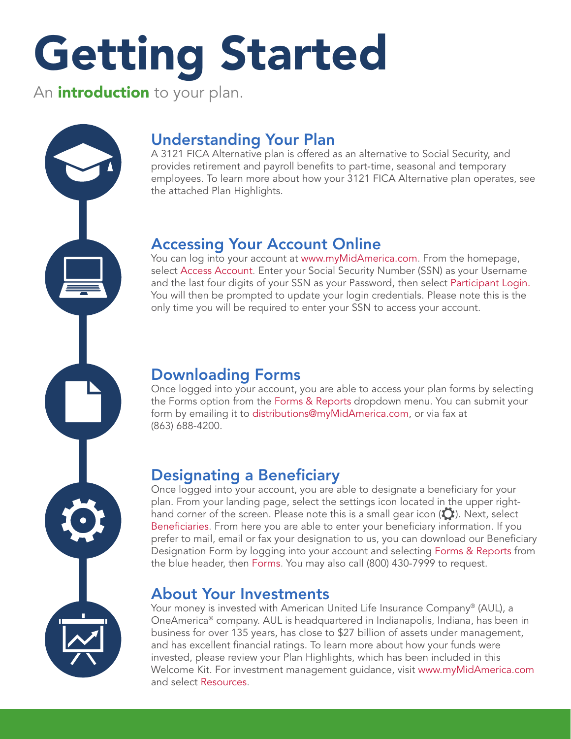# Getting Started

An **introduction** to your plan.

## Understanding Your Plan

A 3121 FICA Alternative plan is offered as an alternative to Social Security, and provides retirement and payroll benefits to part-time, seasonal and temporary employees. To learn more about how your 3121 FICA Alternative plan operates, see the attached Plan Highlights.

## Accessing Your Account Online

You can log into your account at www.myMidAmerica.com. From the homepage, select Access Account. Enter your Social Security Number (SSN) as your Username and the last four digits of your SSN as your Password, then select Participant Login. You will then be prompted to update your login credentials. Please note this is the only time you will be required to enter your SSN to access your account.

## Downloading Forms

Once logged into your account, you are able to access your plan forms by selecting the Forms option from the Forms & Reports dropdown menu. You can submit your form by emailing it to distributions@myMidAmerica.com, or via fax at (863) 688-4200.

## Designating a Beneficiary

Once logged into your account, you are able to designate a beneficiary for your plan. From your landing page, select the settings icon located in the upper right-hand corner of the screen. Please note this is a small gear icon (⚙). Next, select Beneficiaries. From here you are able to enter your beneficiary information. If you prefer to mail, email or fax your designation to us, you can download our Beneficiary Designation Form by logging into your account and selecting Forms & Reports from the blue header, then Forms. You may also call (800) 430-7999 to request.

## About Your Investments

Your money is invested with American United Life Insurance Company® (AUL), a OneAmerica® company. AUL is headquartered in Indianapolis, Indiana, has been in business for over 135 years, has close to $27 billion of assets under management, and has excellent financial ratings. To learn more about how your funds were invested, please review your Plan Highlights, which has been included in this Welcome Kit. For investment management guidance, visit www.myMidAmerica.com and select Resources.